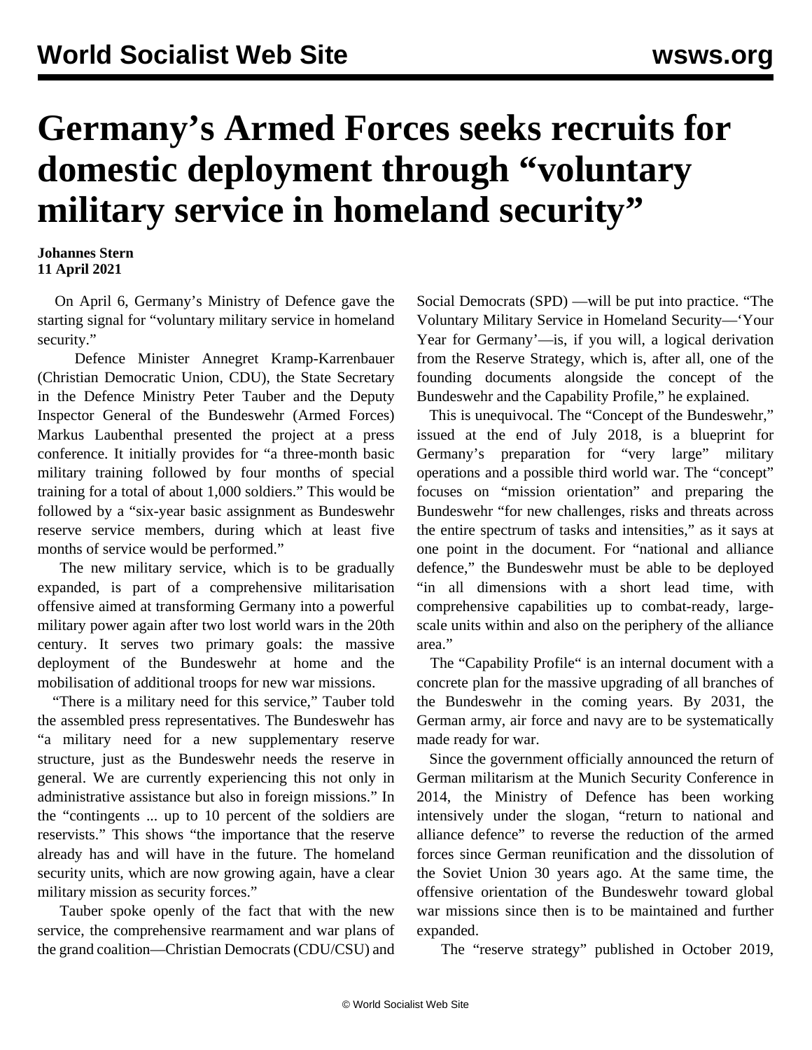# Germany's Armed Forces seeks recruits for domestic deployment through "voluntary military service in homeland security"

**Johannes Stern**
**11 April 2021**

On April 6, Germany's Ministry of Defence gave the starting signal for "voluntary military service in homeland security."

Defence Minister Annegret Kramp-Karrenbauer (Christian Democratic Union, CDU), the State Secretary in the Defence Ministry Peter Tauber and the Deputy Inspector General of the Bundeswehr (Armed Forces) Markus Laubenthal presented the project at a press conference. It initially provides for "a three-month basic military training followed by four months of special training for a total of about 1,000 soldiers." This would be followed by a "six-year basic assignment as Bundeswehr reserve service members, during which at least five months of service would be performed."

The new military service, which is to be gradually expanded, is part of a comprehensive militarisation offensive aimed at transforming Germany into a powerful military power again after two lost world wars in the 20th century. It serves two primary goals: the massive deployment of the Bundeswehr at home and the mobilisation of additional troops for new war missions.

"There is a military need for this service," Tauber told the assembled press representatives. The Bundeswehr has "a military need for a new supplementary reserve structure, just as the Bundeswehr needs the reserve in general. We are currently experiencing this not only in administrative assistance but also in foreign missions." In the "contingents ... up to 10 percent of the soldiers are reservists." This shows "the importance that the reserve already has and will have in the future. The homeland security units, which are now growing again, have a clear military mission as security forces."

Tauber spoke openly of the fact that with the new service, the comprehensive rearmament and war plans of the grand coalition—Christian Democrats (CDU/CSU) and Social Democrats (SPD) —will be put into practice. "The Voluntary Military Service in Homeland Security—'Your Year for Germany'—is, if you will, a logical derivation from the Reserve Strategy, which is, after all, one of the founding documents alongside the concept of the Bundeswehr and the Capability Profile," he explained.

This is unequivocal. The "Concept of the Bundeswehr," issued at the end of July 2018, is a blueprint for Germany's preparation for "very large" military operations and a possible third world war. The "concept" focuses on "mission orientation" and preparing the Bundeswehr "for new challenges, risks and threats across the entire spectrum of tasks and intensities," as it says at one point in the document. For "national and alliance defence," the Bundeswehr must be able to be deployed "in all dimensions with a short lead time, with comprehensive capabilities up to combat-ready, large-scale units within and also on the periphery of the alliance area."

The "Capability Profile" is an internal document with a concrete plan for the massive upgrading of all branches of the Bundeswehr in the coming years. By 2031, the German army, air force and navy are to be systematically made ready for war.

Since the government officially announced the return of German militarism at the Munich Security Conference in 2014, the Ministry of Defence has been working intensively under the slogan, "return to national and alliance defence" to reverse the reduction of the armed forces since German reunification and the dissolution of the Soviet Union 30 years ago. At the same time, the offensive orientation of the Bundeswehr toward global war missions since then is to be maintained and further expanded.

The "reserve strategy" published in October 2019,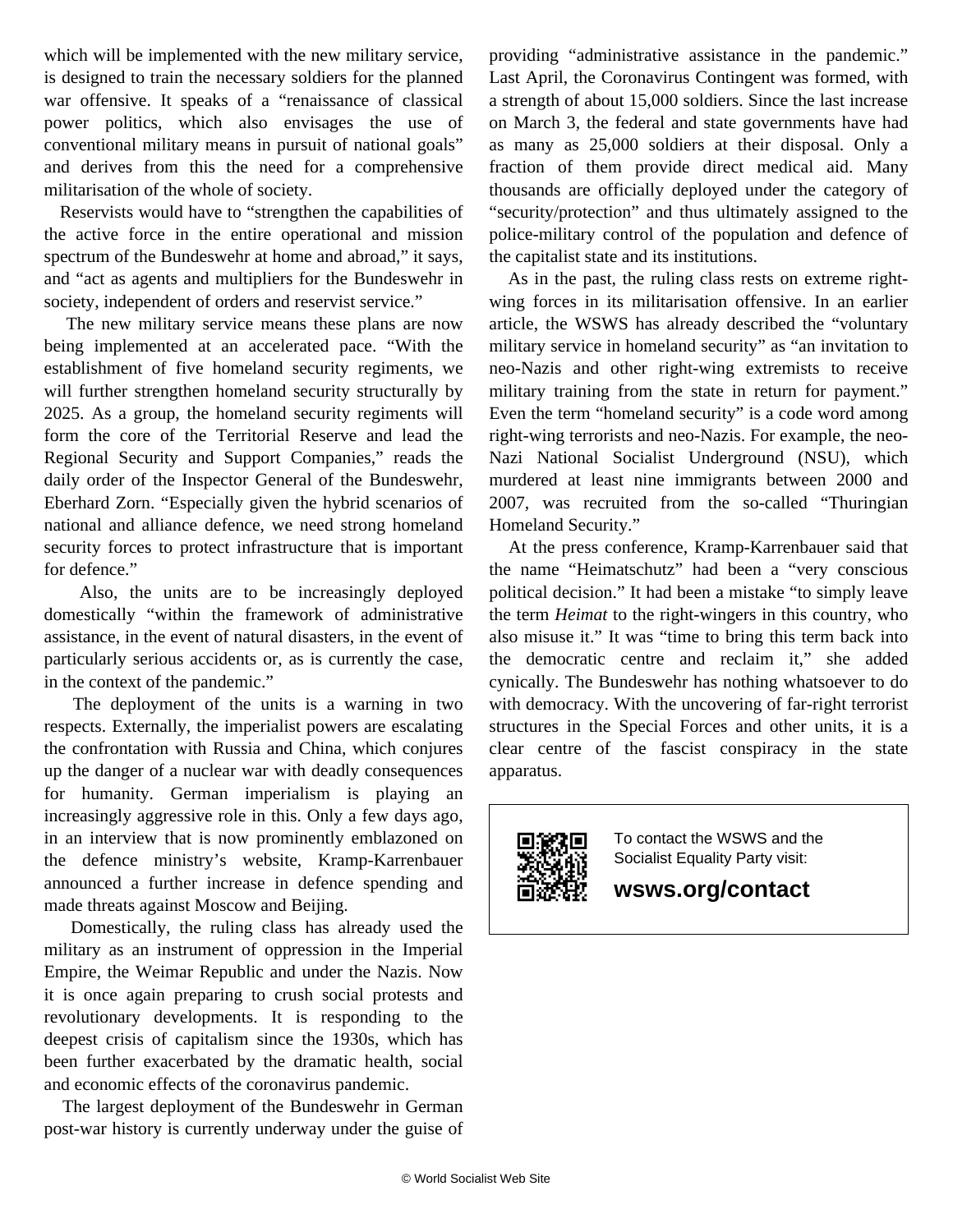which will be implemented with the new military service, is designed to train the necessary soldiers for the planned war offensive. It speaks of a "renaissance of classical power politics, which also envisages the use of conventional military means in pursuit of national goals" and derives from this the need for a comprehensive militarisation of the whole of society.

Reservists would have to "strengthen the capabilities of the active force in the entire operational and mission spectrum of the Bundeswehr at home and abroad," it says, and "act as agents and multipliers for the Bundeswehr in society, independent of orders and reservist service."

The new military service means these plans are now being implemented at an accelerated pace. "With the establishment of five homeland security regiments, we will further strengthen homeland security structurally by 2025. As a group, the homeland security regiments will form the core of the Territorial Reserve and lead the Regional Security and Support Companies," reads the daily order of the Inspector General of the Bundeswehr, Eberhard Zorn. "Especially given the hybrid scenarios of national and alliance defence, we need strong homeland security forces to protect infrastructure that is important for defence."

Also, the units are to be increasingly deployed domestically "within the framework of administrative assistance, in the event of natural disasters, in the event of particularly serious accidents or, as is currently the case, in the context of the pandemic."

The deployment of the units is a warning in two respects. Externally, the imperialist powers are escalating the confrontation with Russia and China, which conjures up the danger of a nuclear war with deadly consequences for humanity. German imperialism is playing an increasingly aggressive role in this. Only a few days ago, in an interview that is now prominently emblazoned on the defence ministry's website, Kramp-Karrenbauer announced a further increase in defence spending and made threats against Moscow and Beijing.

Domestically, the ruling class has already used the military as an instrument of oppression in the Imperial Empire, the Weimar Republic and under the Nazis. Now it is once again preparing to crush social protests and revolutionary developments. It is responding to the deepest crisis of capitalism since the 1930s, which has been further exacerbated by the dramatic health, social and economic effects of the coronavirus pandemic.

The largest deployment of the Bundeswehr in German post-war history is currently underway under the guise of providing "administrative assistance in the pandemic." Last April, the Coronavirus Contingent was formed, with a strength of about 15,000 soldiers. Since the last increase on March 3, the federal and state governments have had as many as 25,000 soldiers at their disposal. Only a fraction of them provide direct medical aid. Many thousands are officially deployed under the category of "security/protection" and thus ultimately assigned to the police-military control of the population and defence of the capitalist state and its institutions.

As in the past, the ruling class rests on extreme right-wing forces in its militarisation offensive. In an earlier article, the WSWS has already described the "voluntary military service in homeland security" as "an invitation to neo-Nazis and other right-wing extremists to receive military training from the state in return for payment." Even the term "homeland security" is a code word among right-wing terrorists and neo-Nazis. For example, the neo-Nazi National Socialist Underground (NSU), which murdered at least nine immigrants between 2000 and 2007, was recruited from the so-called "Thuringian Homeland Security."

At the press conference, Kramp-Karrenbauer said that the name "Heimatschutz" had been a "very conscious political decision." It had been a mistake "to simply leave the term *Heimat* to the right-wingers in this country, who also misuse it." It was "time to bring this term back into the democratic centre and reclaim it," she added cynically. The Bundeswehr has nothing whatsoever to do with democracy. With the uncovering of far-right terrorist structures in the Special Forces and other units, it is a clear centre of the fascist conspiracy in the state apparatus.

To contact the WSWS and the Socialist Equality Party visit:

**wsws.org/contact**